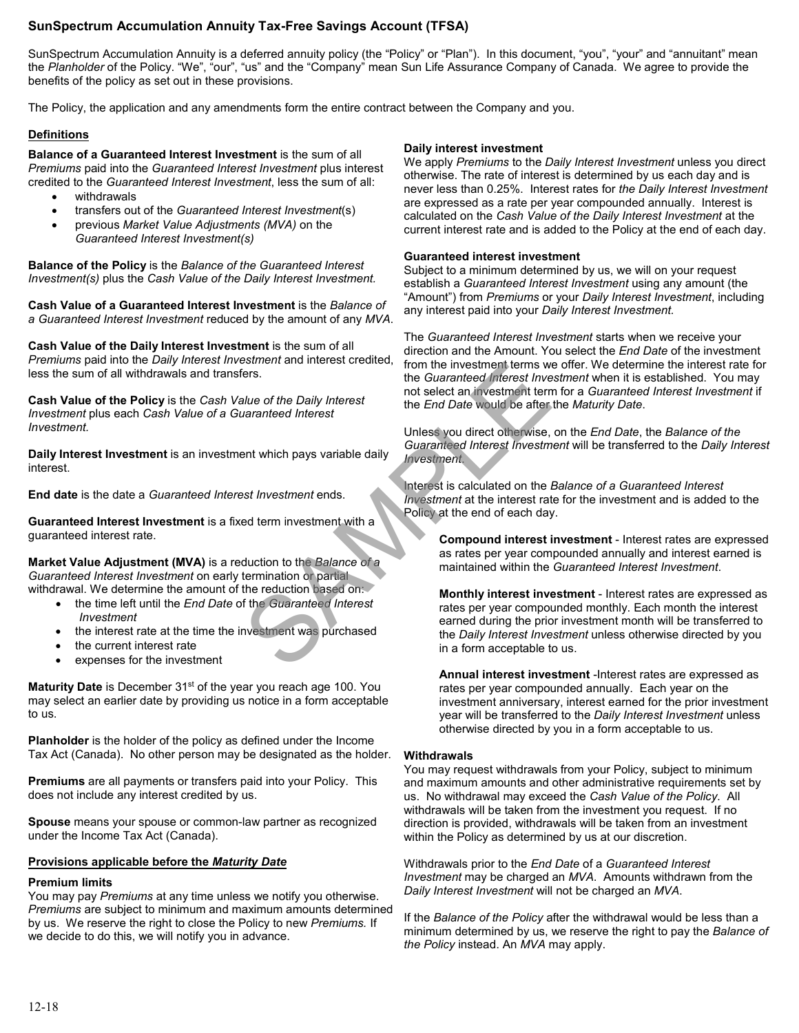# SunSpectrum Accumulation Annuity Tax-Free Savings Account (TFSA)

SunSpectrum Accumulation Annuity is a deferred annuity policy (the "Policy" or "Plan"). In this document, "you", "your" and "annuitant" mean the *Planholder* of the Policy. "We", "our", "us" and the "Company" mean Sun Life Assurance Company of Canada. We agree to provide the benefits of the policy as set out in these provisions.

The Policy, the application and any amendments form the entire contract between the Company and you.

## Definitions

**Balance of a Guaranteed Interest Investment** is the sum of all *Premiums* paid into the *Guaranteed Interest Investment* plus interest credited to the *Guaranteed Interest Investment*, less the sum of all:

- withdrawals
- transfers out of the *Guaranteed Interest Investment*(s)
- previous *Market Value Adjustments (MVA)* on the *Guaranteed Interest Investment(s)*

**Balance of the Policy** is the *Balance of the Guaranteed Interest Investment(s)* plus the *Cash Value of the Daily Interest Investment.*

**Cash Value of a Guaranteed Interest Investment** is the *Balance of a Guaranteed Interest Investment* reduced by the amount of any *MVA*.

**Cash Value of the Daily Interest Investment** is the sum of all *Premiums* paid into the *Daily Interest Investment* and interest credited, less the sum of all withdrawals and transfers.

**Cash Value of the Policy** is the *Cash Value of the Daily Interest Investment* plus each *Cash Value of a Guaranteed Interest Investment.*

**Daily Interest Investment** is an investment which pays variable daily interest.

**End date** is the date a *Guaranteed Interest Investment* ends.

**Guaranteed Interest Investment** is a fixed term investment with a guaranteed interest rate.

**Market Value Adjustment (MVA)** is a reduction to the *Balance of a Guaranteed Interest Investment* on early termination or partial withdrawal. We determine the amount of the reduction based on:

- the time left until the *End Date* of the *Guaranteed Interest Investment*
- the interest rate at the time the investment was purchased
- the current interest rate
- expenses for the investment

**Maturity Date** is December 31st of the year you reach age 100. You may select an earlier date by providing us notice in a form acceptable to us.

**Planholder** is the holder of the policy as defined under the Income Tax Act (Canada). No other person may be designated as the holder.

**Premiums** are all payments or transfers paid into your Policy. This does not include any interest credited by us.

**Spouse** means your spouse or common-law partner as recognized under the Income Tax Act (Canada).

## Provisions applicable before the *Maturity Date*

### Premium limits

You may pay *Premiums* at any time unless we notify you otherwise. *Premiums* are subject to minimum and maximum amounts determined by us. We reserve the right to close the Policy to new *Premiums.* If we decide to do this, we will notify you in advance.

### Daily interest investment

We apply *Premiums* to the *Daily Interest Investment* unless you direct otherwise. The rate of interest is determined by us each day and is never less than 0.25%. Interest rates for *the Daily Interest Investment* are expressed as a rate per year compounded annually. Interest is calculated on the *Cash Value of the Daily Interest Investment* at the current interest rate and is added to the Policy at the end of each day.

### Guaranteed interest investment

Subject to a minimum determined by us, we will on your request establish a *Guaranteed Interest Investment* using any amount (the "Amount") from *Premiums* or your *Daily Interest Investment*, including any interest paid into your *Daily Interest Investment.*

The *Guaranteed Interest Investment* starts when we receive your direction and the Amount. You select the *End Date* of the investment from the investment terms we offer. We determine the interest rate for the *Guaranteed Interest Investment* when it is established. You may not select an investment term for a *Guaranteed Interest Investment* if the *End Date* would be after the *Maturity Date*.

Unless you direct otherwise, on the *End Date*, the *Balance of the Guaranteed Interest Investment* will be transferred to the *Daily Interest Investment*.

Interest is calculated on the *Balance of a Guaranteed Interest Investment* at the interest rate for the investment and is added to the Policy at the end of each day.

**Compound interest investment** - Interest rates are expressed as rates per year compounded annually and interest earned is maintained within the *Guaranteed Interest Investment*.

**Monthly interest investment** - Interest rates are expressed as rates per year compounded monthly. Each month the interest earned during the prior investment month will be transferred to the *Daily Interest Investment* unless otherwise directed by you in a form acceptable to us.

**Annual interest investment** -Interest rates are expressed as rates per year compounded annually. Each year on the investment anniversary, interest earned for the prior investment year will be transferred to the *Daily Interest Investment* unless otherwise directed by you in a form acceptable to us.

### Withdrawals

You may request withdrawals from your Policy, subject to minimum and maximum amounts and other administrative requirements set by us. No withdrawal may exceed the *Cash Value of the Policy.* All withdrawals will be taken from the investment you request. If no direction is provided, withdrawals will be taken from an investment within the Policy as determined by us at our discretion.

Withdrawals prior to the *End Date* of a *Guaranteed Interest Investment* may be charged an *MVA*. Amounts withdrawn from the *Daily Interest Investment* will not be charged an *MVA*.

If the *Balance of the Policy* after the withdrawal would be less than a minimum determined by us, we reserve the right to pay the *Balance of the Policy* instead. An *MVA* may apply.

12-18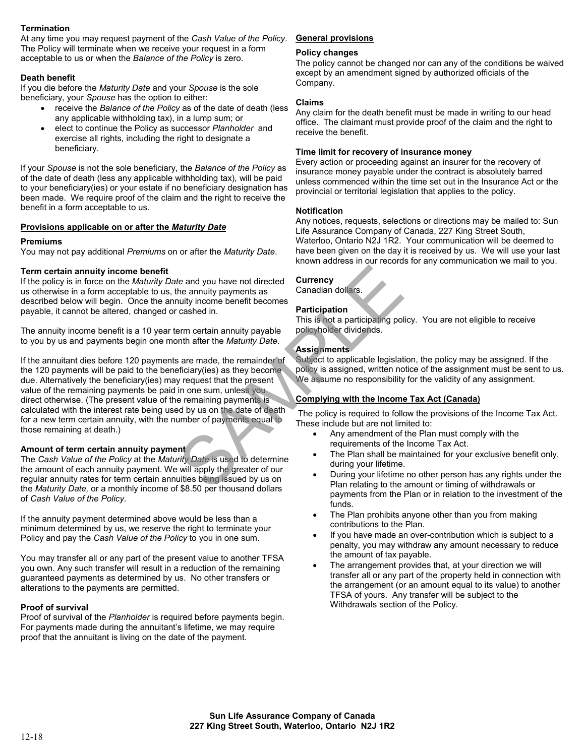**Termination**

At any time you may request payment of the *Cash Value of the Policy*. The Policy will terminate when we receive your request in a form acceptable to us or when the *Balance of the Policy* is zero.

**Death benefit**

If you die before the *Maturity Date* and your *Spouse* is the sole beneficiary, your *Spouse* has the option to either:

- receive the *Balance of the Policy* as of the date of death (less any applicable withholding tax), in a lump sum; or
- elect to continue the Policy as successor *Planholder* and exercise all rights, including the right to designate a beneficiary.

If your *Spouse* is not the sole beneficiary, the *Balance of the Policy* as of the date of death (less any applicable withholding tax), will be paid to your beneficiary(ies) or your estate if no beneficiary designation has been made. We require proof of the claim and the right to receive the benefit in a form acceptable to us.

**Provisions applicable on or after the *Maturity Date***

**Premiums**

You may not pay additional *Premiums* on or after the *Maturity Date*.

**Term certain annuity income benefit**

If the policy is in force on the *Maturity Date* and you have not directed us otherwise in a form acceptable to us, the annuity payments as described below will begin. Once the annuity income benefit becomes payable, it cannot be altered, changed or cashed in.

The annuity income benefit is a 10 year term certain annuity payable to you by us and payments begin one month after the *Maturity Date*.

If the annuitant dies before 120 payments are made, the remainder of the 120 payments will be paid to the beneficiary(ies) as they become due. Alternatively the beneficiary(ies) may request that the present value of the remaining payments be paid in one sum, unless you direct otherwise. (The present value of the remaining payments is calculated with the interest rate being used by us on the date of death for a new term certain annuity, with the number of payments equal to those remaining at death.)

**Amount of term certain annuity payment**

The *Cash Value of the Policy* at the *Maturity Date* is used to determine the amount of each annuity payment. We will apply the greater of our regular annuity rates for term certain annuities being issued by us on the *Maturity Date,* or a monthly income of $8.50 per thousand dollars of *Cash Value of the Policy*.

If the annuity payment determined above would be less than a minimum determined by us, we reserve the right to terminate your Policy and pay the *Cash Value of the Policy* to you in one sum.

You may transfer all or any part of the present value to another TFSA you own. Any such transfer will result in a reduction of the remaining guaranteed payments as determined by us. No other transfers or alterations to the payments are permitted.

**Proof of survival**

Proof of survival of the *Planholder* is required before payments begin. For payments made during the annuitant's lifetime, we may require proof that the annuitant is living on the date of the payment.

**General provisions**

**Policy changes**

The policy cannot be changed nor can any of the conditions be waived except by an amendment signed by authorized officials of the Company.

**Claims**

Any claim for the death benefit must be made in writing to our head office. The claimant must provide proof of the claim and the right to receive the benefit.

**Time limit for recovery of insurance money**

Every action or proceeding against an insurer for the recovery of insurance money payable under the contract is absolutely barred unless commenced within the time set out in the Insurance Act or the provincial or territorial legislation that applies to the policy.

**Notification**

Any notices, requests, selections or directions may be mailed to: Sun Life Assurance Company of Canada, 227 King Street South, Waterloo, Ontario N2J 1R2. Your communication will be deemed to have been given on the day it is received by us. We will use your last known address in our records for any communication we mail to you.

**Currency**

Canadian dollars.

**Participation**

This is not a participating policy. You are not eligible to receive policyholder dividends.

**Assignments**

Subject to applicable legislation, the policy may be assigned. If the policy is assigned, written notice of the assignment must be sent to us. We assume no responsibility for the validity of any assignment.

**Complying with the Income Tax Act (Canada)**

The policy is required to follow the provisions of the Income Tax Act. These include but are not limited to:

- Any amendment of the Plan must comply with the requirements of the Income Tax Act.
- The Plan shall be maintained for your exclusive benefit only, during your lifetime.
- During your lifetime no other person has any rights under the Plan relating to the amount or timing of withdrawals or payments from the Plan or in relation to the investment of the funds.
- The Plan prohibits anyone other than you from making contributions to the Plan.
- If you have made an over-contribution which is subject to a penalty, you may withdraw any amount necessary to reduce the amount of tax payable.
- The arrangement provides that, at your direction we will transfer all or any part of the property held in connection with the arrangement (or an amount equal to its value) to another TFSA of yours. Any transfer will be subject to the Withdrawals section of the Policy.

SAMPLE

**Sun Life Assurance Company of Canada**
**227 King Street South, Waterloo, Ontario N2J 1R2**

12-18